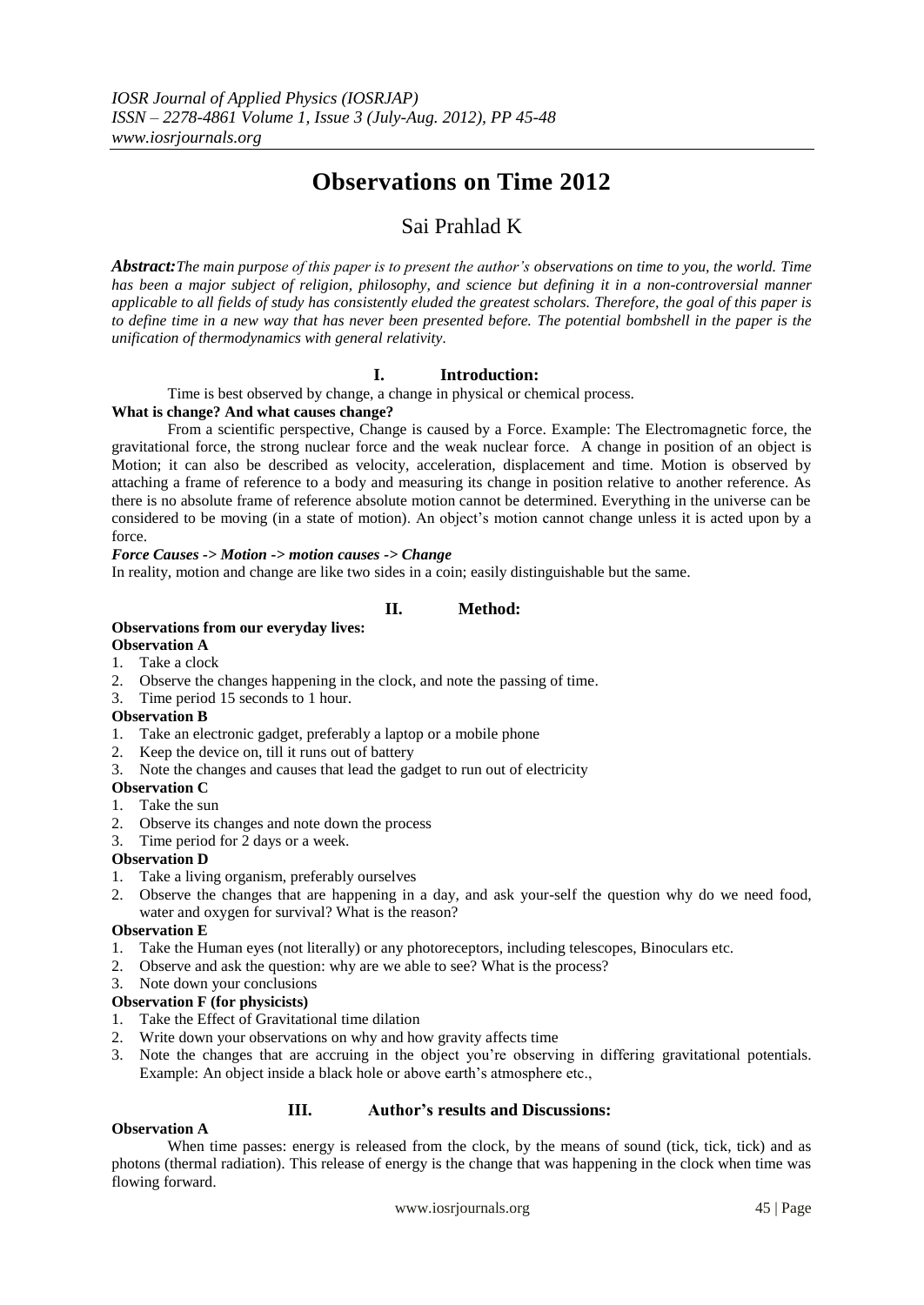# Observations on Time 2012

## Sai Prahlad K

***Abstract:*** *The main purpose of this paper is to present the author's observations on time to you, the world. Time has been a major subject of religion, philosophy, and science but defining it in a non-controversial manner applicable to all fields of study has consistently eluded the greatest scholars. Therefore, the goal of this paper is to define time in a new way that has never been presented before. The potential bombshell in the paper is the unification of thermodynamics with general relativity.*

## I. Introduction:

Time is best observed by change, a change in physical or chemical process.

**What is change? And what causes change?**

From a scientific perspective, Change is caused by a Force. Example: The Electromagnetic force, the gravitational force, the strong nuclear force and the weak nuclear force. A change in position of an object is Motion; it can also be described as velocity, acceleration, displacement and time. Motion is observed by attaching a frame of reference to a body and measuring its change in position relative to another reference. As there is no absolute frame of reference absolute motion cannot be determined. Everything in the universe can be considered to be moving (in a state of motion). An object's motion cannot change unless it is acted upon by a force.

***Force Causes -> Motion -> motion causes -> Change***

In reality, motion and change are like two sides in a coin; easily distinguishable but the same.

## II. Method:

**Observations from our everyday lives:**

**Observation A**

1. Take a clock
2. Observe the changes happening in the clock, and note the passing of time.
3. Time period 15 seconds to 1 hour.

**Observation B**

1. Take an electronic gadget, preferably a laptop or a mobile phone
2. Keep the device on, till it runs out of battery
3. Note the changes and causes that lead the gadget to run out of electricity

**Observation C**

1. Take the sun
2. Observe its changes and note down the process
3. Time period for 2 days or a week.

**Observation D**

1. Take a living organism, preferably ourselves
2. Observe the changes that are happening in a day, and ask your-self the question why do we need food, water and oxygen for survival? What is the reason?

**Observation E**

1. Take the Human eyes (not literally) or any photoreceptors, including telescopes, Binoculars etc.
2. Observe and ask the question: why are we able to see? What is the process?
3. Note down your conclusions

**Observation F (for physicists)**

1. Take the Effect of Gravitational time dilation
2. Write down your observations on why and how gravity affects time
3. Note the changes that are accruing in the object you're observing in differing gravitational potentials. Example: An object inside a black hole or above earth's atmosphere etc.,

## III. Author's results and Discussions:

**Observation A**

When time passes: energy is released from the clock, by the means of sound (tick, tick, tick) and as photons (thermal radiation). This release of energy is the change that was happening in the clock when time was flowing forward.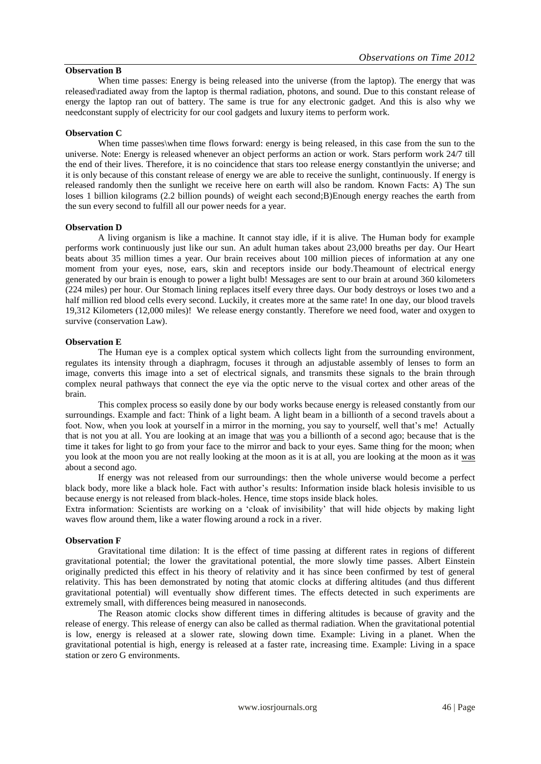**Observation B**

When time passes: Energy is being released into the universe (from the laptop). The energy that was released\radiated away from the laptop is thermal radiation, photons, and sound. Due to this constant release of energy the laptop ran out of battery. The same is true for any electronic gadget. And this is also why we needconstant supply of electricity for our cool gadgets and luxury items to perform work.

**Observation C**

When time passes\when time flows forward: energy is being released, in this case from the sun to the universe. Note: Energy is released whenever an object performs an action or work. Stars perform work 24/7 till the end of their lives. Therefore, it is no coincidence that stars too release energy constantlyin the universe; and it is only because of this constant release of energy we are able to receive the sunlight, continuously. If energy is released randomly then the sunlight we receive here on earth will also be random. Known Facts: A) The sun loses 1 billion kilograms (2.2 billion pounds) of weight each second;B)Enough energy reaches the earth from the sun every second to fulfill all our power needs for a year.

**Observation D**

A living organism is like a machine. It cannot stay idle, if it is alive. The Human body for example performs work continuously just like our sun. An adult human takes about 23,000 breaths per day. Our Heart beats about 35 million times a year. Our brain receives about 100 million pieces of information at any one moment from your eyes, nose, ears, skin and receptors inside our body.Theamount of electrical energy generated by our brain is enough to power a light bulb! Messages are sent to our brain at around 360 kilometers (224 miles) per hour. Our Stomach lining replaces itself every three days. Our body destroys or loses two and a half million red blood cells every second. Luckily, it creates more at the same rate! In one day, our blood travels 19,312 Kilometers (12,000 miles)! We release energy constantly. Therefore we need food, water and oxygen to survive (conservation Law).

**Observation E**

The Human eye is a complex optical system which collects light from the surrounding environment, regulates its intensity through a diaphragm, focuses it through an adjustable assembly of lenses to form an image, converts this image into a set of electrical signals, and transmits these signals to the brain through complex neural pathways that connect the eye via the optic nerve to the visual cortex and other areas of the brain.

This complex process so easily done by our body works because energy is released constantly from our surroundings. Example and fact: Think of a light beam. A light beam in a billionth of a second travels about a foot. Now, when you look at yourself in a mirror in the morning, you say to yourself, well that's me! Actually that is not you at all. You are looking at an image that <u>was</u> you a billionth of a second ago; because that is the time it takes for light to go from your face to the mirror and back to your eyes. Same thing for the moon; when you look at the moon you are not really looking at the moon as it is at all, you are looking at the moon as it <u>was</u> about a second ago.

If energy was not released from our surroundings: then the whole universe would become a perfect black body, more like a black hole. Fact with author's results: Information inside black holesis invisible to us because energy is not released from black-holes. Hence, time stops inside black holes.

Extra information: Scientists are working on a 'cloak of invisibility' that will hide objects by making light waves flow around them, like a water flowing around a rock in a river.

**Observation F**

Gravitational time dilation: It is the effect of time passing at different rates in regions of different gravitational potential; the lower the gravitational potential, the more slowly time passes. Albert Einstein originally predicted this effect in his theory of relativity and it has since been confirmed by test of general relativity. This has been demonstrated by noting that atomic clocks at differing altitudes (and thus different gravitational potential) will eventually show different times. The effects detected in such experiments are extremely small, with differences being measured in nanoseconds.

The Reason atomic clocks show different times in differing altitudes is because of gravity and the release of energy. This release of energy can also be called as thermal radiation. When the gravitational potential is low, energy is released at a slower rate, slowing down time. Example: Living in a planet. When the gravitational potential is high, energy is released at a faster rate, increasing time. Example: Living in a space station or zero G environments.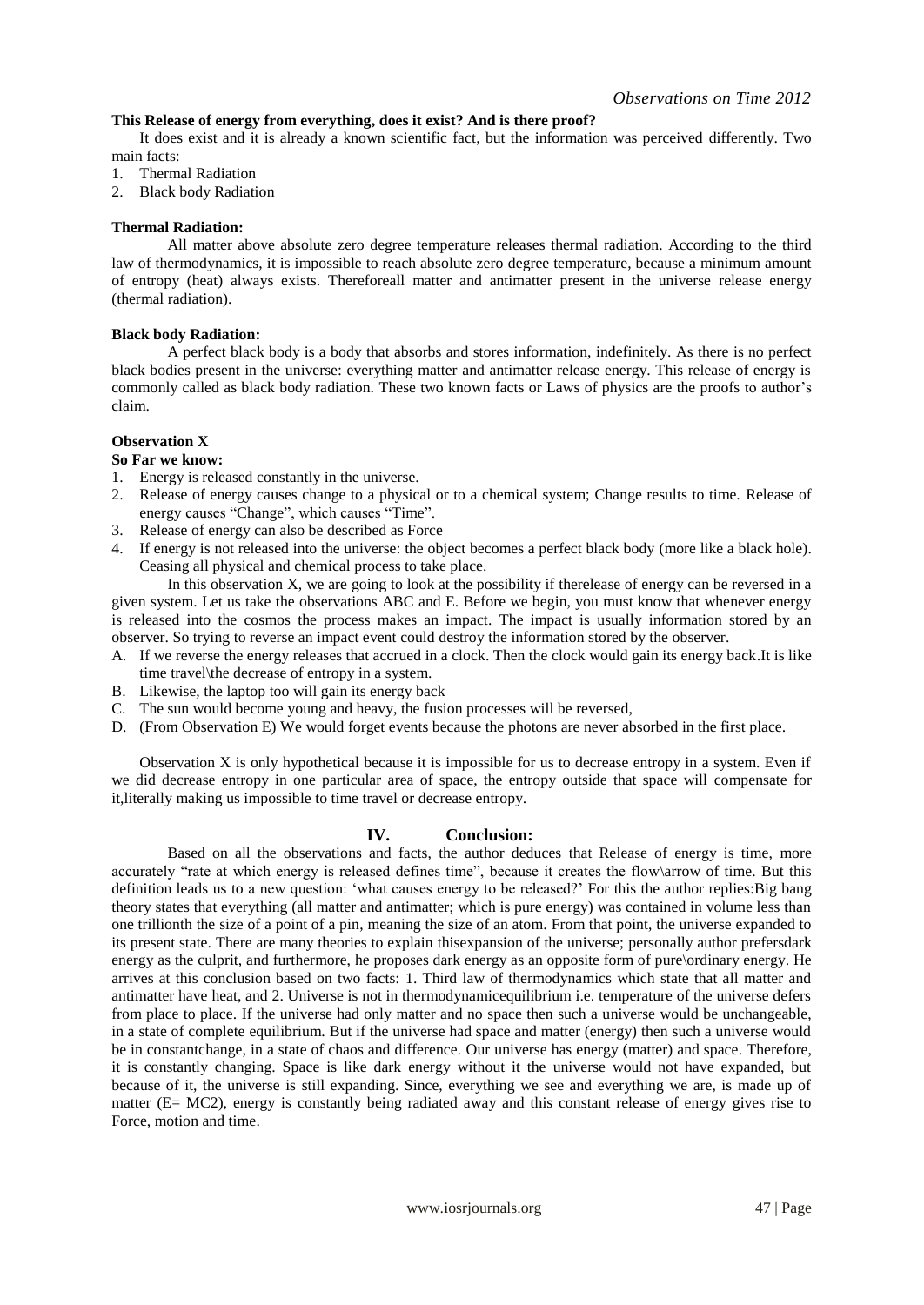**This Release of energy from everything, does it exist? And is there proof?**

It does exist and it is already a known scientific fact, but the information was perceived differently. Two main facts:

1. Thermal Radiation
2. Black body Radiation

**Thermal Radiation:**

All matter above absolute zero degree temperature releases thermal radiation. According to the third law of thermodynamics, it is impossible to reach absolute zero degree temperature, because a minimum amount of entropy (heat) always exists. Thereforeall matter and antimatter present in the universe release energy (thermal radiation).

**Black body Radiation:**

A perfect black body is a body that absorbs and stores information, indefinitely. As there is no perfect black bodies present in the universe: everything matter and antimatter release energy. This release of energy is commonly called as black body radiation. These two known facts or Laws of physics are the proofs to author's claim.

**Observation X**

**So Far we know:**

1. Energy is released constantly in the universe.
2. Release of energy causes change to a physical or to a chemical system; Change results to time. Release of energy causes "Change", which causes "Time".
3. Release of energy can also be described as Force
4. If energy is not released into the universe: the object becomes a perfect black body (more like a black hole). Ceasing all physical and chemical process to take place.

In this observation X, we are going to look at the possibility if therelease of energy can be reversed in a given system. Let us take the observations ABC and E. Before we begin, you must know that whenever energy is released into the cosmos the process makes an impact. The impact is usually information stored by an observer. So trying to reverse an impact event could destroy the information stored by the observer.

A. If we reverse the energy releases that accrued in a clock. Then the clock would gain its energy back.It is like time travel\the decrease of entropy in a system.
B. Likewise, the laptop too will gain its energy back
C. The sun would become young and heavy, the fusion processes will be reversed,
D. (From Observation E) We would forget events because the photons are never absorbed in the first place.

Observation X is only hypothetical because it is impossible for us to decrease entropy in a system. Even if we did decrease entropy in one particular area of space, the entropy outside that space will compensate for it,literally making us impossible to time travel or decrease entropy.

## IV. Conclusion:

Based on all the observations and facts, the author deduces that Release of energy is time, more accurately "rate at which energy is released defines time", because it creates the flow\arrow of time. But this definition leads us to a new question: 'what causes energy to be released?' For this the author replies:Big bang theory states that everything (all matter and antimatter; which is pure energy) was contained in volume less than one trillionth the size of a point of a pin, meaning the size of an atom. From that point, the universe expanded to its present state. There are many theories to explain thisexpansion of the universe; personally author prefersdark energy as the culprit, and furthermore, he proposes dark energy as an opposite form of pure\ordinary energy. He arrives at this conclusion based on two facts: 1. Third law of thermodynamics which state that all matter and antimatter have heat, and 2. Universe is not in thermodynamicequilibrium i.e. temperature of the universe defers from place to place. If the universe had only matter and no space then such a universe would be unchangeable, in a state of complete equilibrium. But if the universe had space and matter (energy) then such a universe would be in constantchange, in a state of chaos and difference. Our universe has energy (matter) and space. Therefore, it is constantly changing. Space is like dark energy without it the universe would not have expanded, but because of it, the universe is still expanding. Since, everything we see and everything we are, is made up of matter ($E= MC2$), energy is constantly being radiated away and this constant release of energy gives rise to Force, motion and time.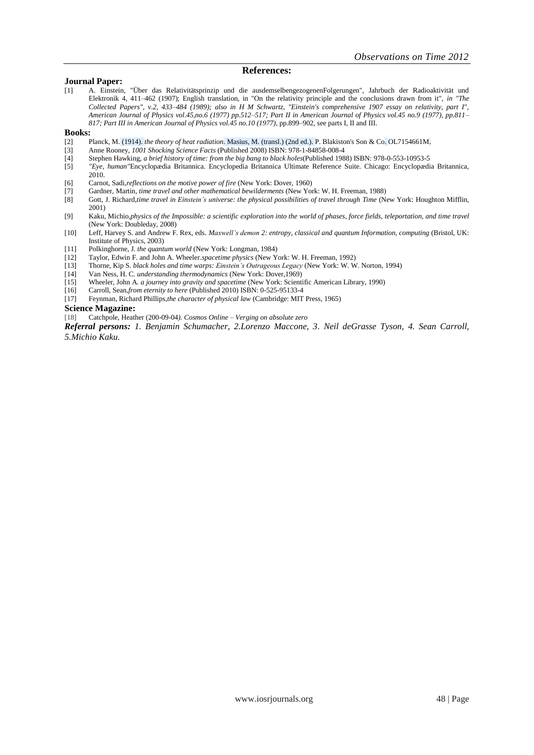## References:

### Journal Paper:

[1] A. Einstein, "Über das Relativitätsprinzip und die ausdemselbengezogenenFolgerungen", Jahrbuch der Radioaktivität und Elektronik 4, 411–462 (1907); English translation, in "On the relativity principle and the conclusions drawn from it", *in "The Collected Papers", v.2, 433–484 (1989); also in H M Schwartz, "Einstein's comprehensive 1907 essay on relativity, part I", American Journal of Physics vol.45,no.6 (1977) pp.512–517; Part II in American Journal of Physics vol.45 no.9 (1977), pp.811–817; Part III in American Journal of Physics vol.45 no.10 (1977),* pp.899–902, see parts I, II and III.

### Books:

[2] Planck, M. (1914). *the theory of heat radiation*. Masius, M. (transl.) (2nd ed.). P. Blakiston's Son & Co. OL7154661M.

[3] Anne Rooney, *1001 Shocking Science Facts* (Published 2008) ISBN: 978-1-84858-008-4

[4] Stephen Hawking, *a brief history of time: from the big bang to black holes*(Published 1988) ISBN: 978-0-553-10953-5

[5] *"Eye, human"*Encyclopædia Britannica. Encyclopedia Britannica Ultimate Reference Suite. Chicago: Encyclopædia Britannica, 2010.

[6] Carnot, Sadi,*reflections on the motive power of fire* (New York: Dover, 1960)

[7] Gardner, Martin, *time travel and other mathematical bewilderments* (New York: W. H. Freeman, 1988)

[8] Gott, J. Richard,*time travel in Einstein's universe: the physical possibilities of travel through Time* (New York: Houghton Mifflin, 2001)

[9] Kaku, Michio,*physics of the Impossible: a scientific exploration into the world of phases, force fields, teleportation, and time travel* (New York: Doubleday, 2008)

[10] Leff, Harvey S. and Andrew F. Rex, eds. *Maxwell's demon 2: entropy, classical and quantum Information, computing* (Bristol, UK: Institute of Physics, 2003)

[11] Polkinghorne, J. *the quantum world* (New York: Longman, 1984)

[12] Taylor, Edwin F. and John A. Wheeler.*spacetime physics* (New York: W. H. Freeman, 1992)

[13] Thorne, Kip S. *black holes and time warps: Einstein's Outrageous Legacy* (New York: W. W. Norton, 1994)

[14] Van Ness, H. C. *understanding thermodynamics* (New York: Dover,1969)

[15] Wheeler, John A. *a journey into gravity and spacetime* (New York: Scientific American Library, 1990)

[16] Carroll, Sean,*from eternity to here* (Published 2010) ISBN: 0-525-95133-4

[17] Feynman, Richard Phillips,*the character of physical law* (Cambridge: MIT Press, 1965)

### Science Magazine:

[18] Catchpole, Heather (200-09-04*). Cosmos Online – Verging on absolute zero*

***Referral persons:*** *1. Benjamin Schumacher, 2.Lorenzo Maccone, 3. Neil deGrasse Tyson, 4. Sean Carroll, 5.Michio Kaku.*